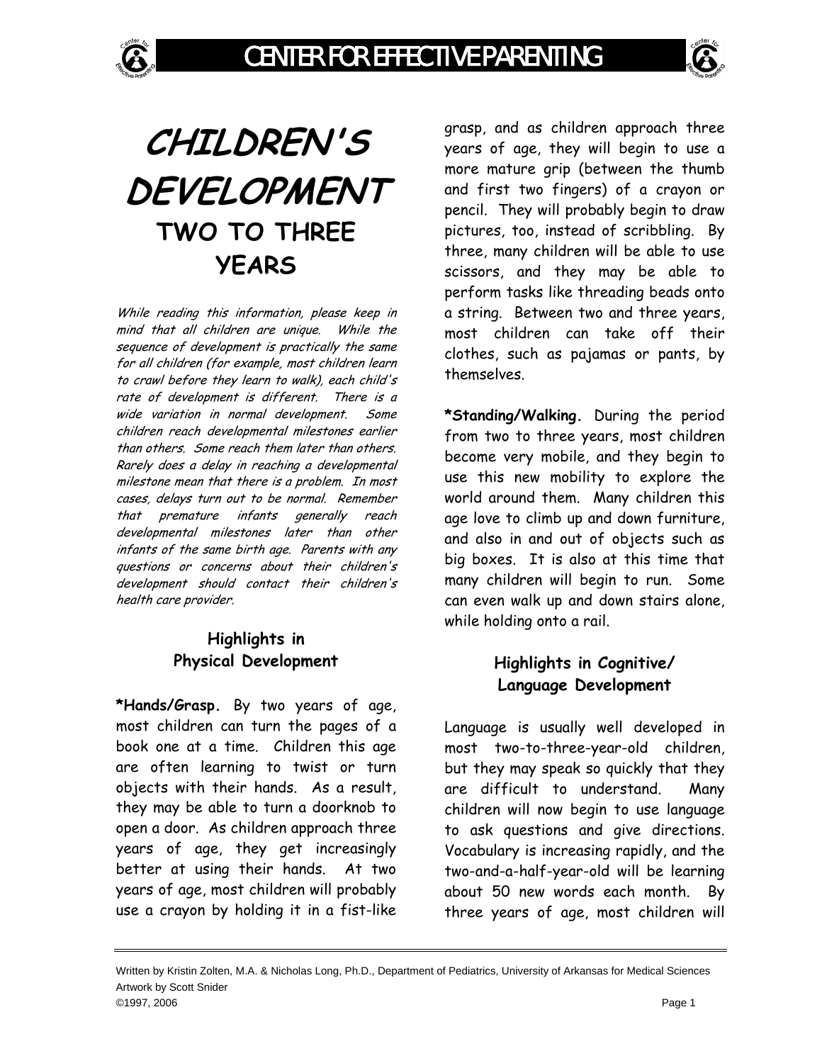# CHILDREN'S DEVELOPMENT

## TWO TO THREE YEARS

*While reading this information, please keep in mind that all children are unique. While the sequence of development is practically the same for all children (for example, most children learn to crawl before they learn to walk), each child's rate of development is different. There is a wide variation in normal development. Some children reach developmental milestones earlier than others. Some reach them later than others. Rarely does a delay in reaching a developmental milestone mean that there is a problem. In most cases, delays turn out to be normal. Remember that premature infants generally reach developmental milestones later than other infants of the same birth age. Parents with any questions or concerns about their children's development should contact their children's health care provider.*

### Highlights in Physical Development

**\*Hands/Grasp.** By two years of age, most children can turn the pages of a book one at a time. Children this age are often learning to twist or turn objects with their hands. As a result, they may be able to turn a doorknob to open a door. As children approach three years of age, they get increasingly better at using their hands. At two years of age, most children will probably use a crayon by holding it in a fist-like grasp, and as children approach three years of age, they will begin to use a more mature grip (between the thumb and first two fingers) of a crayon or pencil. They will probably begin to draw pictures, too, instead of scribbling. By three, many children will be able to use scissors, and they may be able to perform tasks like threading beads onto a string. Between two and three years, most children can take off their clothes, such as pajamas or pants, by themselves.

**\*Standing/Walking.** During the period from two to three years, most children become very mobile, and they begin to use this new mobility to explore the world around them. Many children this age love to climb up and down furniture, and also in and out of objects such as big boxes. It is also at this time that many children will begin to run. Some can even walk up and down stairs alone, while holding onto a rail.

### Highlights in Cognitive/ Language Development

Language is usually well developed in most two-to-three-year-old children, but they may speak so quickly that they are difficult to understand. Many children will now begin to use language to ask questions and give directions. Vocabulary is increasing rapidly, and the two-and-a-half-year-old will be learning about 50 new words each month. By three years of age, most children will

Written by Kristin Zolten, M.A. & Nicholas Long, Ph.D., Department of Pediatrics, University of Arkansas for Medical Sciences
Artwork by Scott Snider
©1997, 2006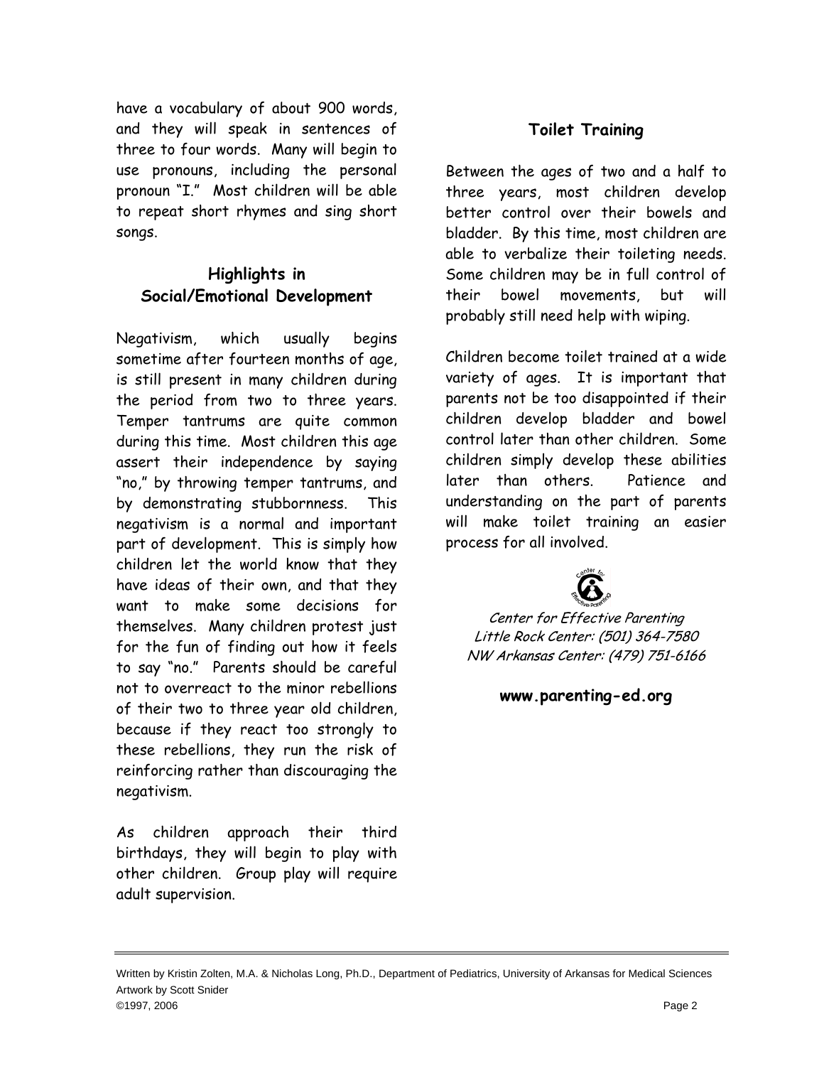have a vocabulary of about 900 words, and they will speak in sentences of three to four words. Many will begin to use pronouns, including the personal pronoun "I." Most children will be able to repeat short rhymes and sing short songs.

## Highlights in Social/Emotional Development

Negativism, which usually begins sometime after fourteen months of age, is still present in many children during the period from two to three years. Temper tantrums are quite common during this time. Most children this age assert their independence by saying "no," by throwing temper tantrums, and by demonstrating stubbornness. This negativism is a normal and important part of development. This is simply how children let the world know that they have ideas of their own, and that they want to make some decisions for themselves. Many children protest just for the fun of finding out how it feels to say "no." Parents should be careful not to overreact to the minor rebellions of their two to three year old children, because if they react too strongly to these rebellions, they run the risk of reinforcing rather than discouraging the negativism.

As children approach their third birthdays, they will begin to play with other children. Group play will require adult supervision.

## Toilet Training

Between the ages of two and a half to three years, most children develop better control over their bowels and bladder. By this time, most children are able to verbalize their toileting needs. Some children may be in full control of their bowel movements, but will probably still need help with wiping.

Children become toilet trained at a wide variety of ages. It is important that parents not be too disappointed if their children develop bladder and bowel control later than other children. Some children simply develop these abilities later than others. Patience and understanding on the part of parents will make toilet training an easier process for all involved.

*Center for Effective Parenting*
*Little Rock Center: (501) 364-7580*
*NW Arkansas Center: (479) 751-6166*

**www.parenting-ed.org**

Written by Kristin Zolten, M.A. & Nicholas Long, Ph.D., Department of Pediatrics, University of Arkansas for Medical Sciences
Artwork by Scott Snider
©1997, 2006